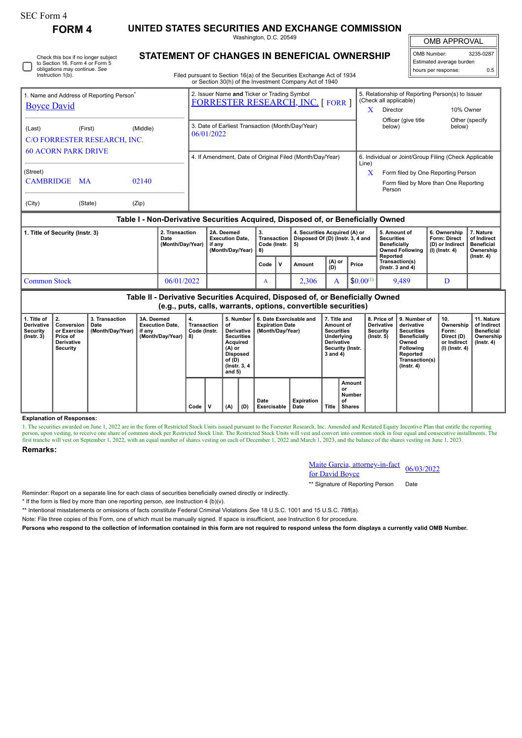SEC Form 4

# FORM 4

## UNITED STATES SECURITIES AND EXCHANGE COMMISSION

Washington, D.C. 20549

## STATEMENT OF CHANGES IN BENEFICIAL OWNERSHIP

Filed pursuant to Section 16(a) of the Securities Exchange Act of 1934 or Section 30(h) of the Investment Company Act of 1940

| OMB APPROVAL | |
|---|---|
| OMB Number: | 3235-0287 |
| Estimated average burden | |
| hours per response: | 0.5 |

☐ Check this box if no longer subject to Section 16. Form 4 or Form 5 obligations may continue. *See* Instruction 1(b).

| 1. Name and Address of Reporting Person* | 2. Issuer Name **and** Ticker or Trading Symbol | 5. Relationship of Reporting Person(s) to Issuer (Check all applicable) |
|---|---|---|
| Boyce David | FORRESTER RESEARCH, INC. [ FORR ] | X Director / 10% Owner / Officer (give title below) / Other (specify below) |
| (Last) (First) (Middle) C/O FORRESTER RESEARCH, INC. 60 ACORN PARK DRIVE | 3. Date of Earliest Transaction (Month/Day/Year) 06/01/2022 | |
| (Street) CAMBRIDGE MA 02140 | 4. If Amendment, Date of Original Filed (Month/Day/Year) | 6. Individual or Joint/Group Filing (Check Applicable Line) X Form filed by One Reporting Person / Form filed by More than One Reporting Person |
| (City) (State) (Zip) | | |

### Table I - Non-Derivative Securities Acquired, Disposed of, or Beneficially Owned

| 1. Title of Security (Instr. 3) | 2. Transaction Date (Month/Day/Year) | 2A. Deemed Execution Date, if any (Month/Day/Year) | 3. Transaction Code (Instr. 8) | | 4. Securities Acquired (A) or Disposed Of (D) (Instr. 3, 4 and 5) | | | 5. Amount of Securities Beneficially Owned Following Reported Transaction(s) (Instr. 3 and 4) | 6. Ownership Form: Direct (D) or Indirect (I) (Instr. 4) | 7. Nature of Indirect Beneficial Ownership (Instr. 4) |
|---|---|---|---|---|---|---|---|---|---|---|
| | | | Code | V | Amount | (A) or (D) | Price | | | |
| Common Stock | 06/01/2022 | | A | | 2,306 | A | $0.00[1] | 9,489 | D | |

### Table II - Derivative Securities Acquired, Disposed of, or Beneficially Owned (e.g., puts, calls, warrants, options, convertible securities)

| 1. Title of Derivative Security (Instr. 3) | 2. Conversion or Exercise Price of Derivative Security | 3. Transaction Date (Month/Day/Year) | 3A. Deemed Execution Date, if any (Month/Day/Year) | 4. Transaction Code (Instr. 8) | | 5. Number of Derivative Securities Acquired (A) or Disposed of (D) (Instr. 3, 4 and 5) | | 6. Date Exercisable and Expiration Date (Month/Day/Year) | | 7. Title and Amount of Securities Underlying Derivative Security (Instr. 3 and 4) | | 8. Price of Derivative Security (Instr. 5) | 9. Number of derivative Securities Beneficially Owned Following Reported Transaction(s) (Instr. 4) | 10. Ownership Form: Direct (D) or Indirect (I) (Instr. 4) | 11. Nature of Indirect Beneficial Ownership (Instr. 4) |
|---|---|---|---|---|---|---|---|---|---|---|---|---|---|---|---|
| | | | | Code | V | (A) | (D) | Date Exercisable | Expiration Date | Title | Amount or Number of Shares | | | | |

**Explanation of Responses:**

1. The securities awarded on June 1, 2022 are in the form of Restricted Stock Units issued pursuant to the Forrester Research, Inc. Amended and Restated Equity Incentive Plan that entitle the reporting person, upon vesting, to receive one share of common stock per Restricted Stock Unit. The Restricted Stock Units will vest and convert into common stock in four equal and consecutive installments. The first tranche will vest on September 1, 2022, with an equal number of shares vesting on each of December 1, 2022 and March 1, 2023, and the balance of the shares vesting on June 1, 2023.

**Remarks:**

Maite Garcia, attorney-in-fact for David Boyce — 06/03/2022

** Signature of Reporting Person — Date

Reminder: Report on a separate line for each class of securities beneficially owned directly or indirectly.

\* If the form is filed by more than one reporting person, *see* Instruction 4 (b)(v).

\*\* Intentional misstatements or omissions of facts constitute Federal Criminal Violations *See* 18 U.S.C. 1001 and 15 U.S.C. 78ff(a).

Note: File three copies of this Form, one of which must be manually signed. If space is insufficient, *see* Instruction 6 for procedure.

**Persons who respond to the collection of information contained in this form are not required to respond unless the form displays a currently valid OMB Number.**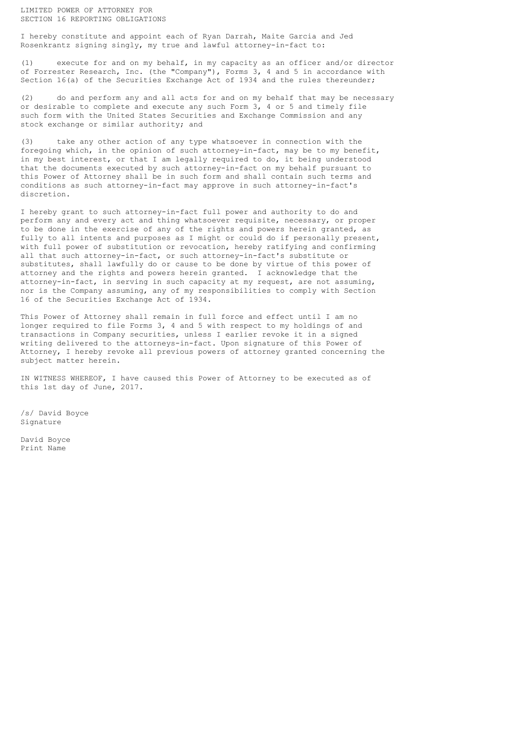# LIMITED POWER OF ATTORNEY FOR SECTION 16 REPORTING OBLIGATIONS

I hereby constitute and appoint each of Ryan Darrah, Maite Garcia and Jed Rosenkrantz signing singly, my true and lawful attorney-in-fact to:

(1) execute for and on my behalf, in my capacity as an officer and/or director of Forrester Research, Inc. (the "Company"), Forms 3, 4 and 5 in accordance with Section 16(a) of the Securities Exchange Act of 1934 and the rules thereunder;

(2) do and perform any and all acts for and on my behalf that may be necessary or desirable to complete and execute any such Form 3, 4 or 5 and timely file such form with the United States Securities and Exchange Commission and any stock exchange or similar authority; and

(3) take any other action of any type whatsoever in connection with the foregoing which, in the opinion of such attorney-in-fact, may be to my benefit, in my best interest, or that I am legally required to do, it being understood that the documents executed by such attorney-in-fact on my behalf pursuant to this Power of Attorney shall be in such form and shall contain such terms and conditions as such attorney-in-fact may approve in such attorney-in-fact's discretion.

I hereby grant to such attorney-in-fact full power and authority to do and perform any and every act and thing whatsoever requisite, necessary, or proper to be done in the exercise of any of the rights and powers herein granted, as fully to all intents and purposes as I might or could do if personally present, with full power of substitution or revocation, hereby ratifying and confirming all that such attorney-in-fact, or such attorney-in-fact's substitute or substitutes, shall lawfully do or cause to be done by virtue of this power of attorney and the rights and powers herein granted. I acknowledge that the attorney-in-fact, in serving in such capacity at my request, are not assuming, nor is the Company assuming, any of my responsibilities to comply with Section 16 of the Securities Exchange Act of 1934.

This Power of Attorney shall remain in full force and effect until I am no longer required to file Forms 3, 4 and 5 with respect to my holdings of and transactions in Company securities, unless I earlier revoke it in a signed writing delivered to the attorneys-in-fact. Upon signature of this Power of Attorney, I hereby revoke all previous powers of attorney granted concerning the subject matter herein.

IN WITNESS WHEREOF, I have caused this Power of Attorney to be executed as of this 1st day of June, 2017.

/s/ David Boyce
Signature

David Boyce
Print Name